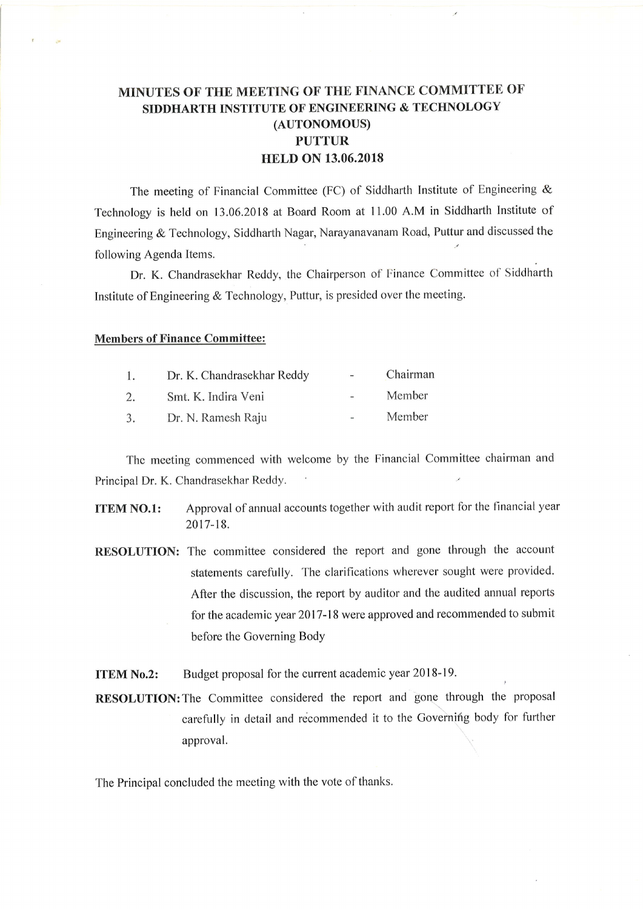# MINUTES OF THE MEETING OF THE FINANCE COMMITTEE OF SIDDHARTH INSTITUTE OF ENGINEERING & TECHNOLOGY (AUTONOMOUS) PUTTUR HELD ON 13.06.2018

The meeting of Financial Committee (FC) of Siddharth Institute of Engineering & Technology is held on 13.06.2018 at Board Room at 11.00 A.M in Siddharth Institute of Engineering & Technology, Siddharth Nagar, Narayanavanam Road, Puttur and discussed the following Agenda Items.

Dr. K. Chandrasekhar Reddy, the Chairperson of Finance Committee of Siddharth Institute of Engineering & Technology, Puttur, is presided over the meeting.

**Members of Finance Committee:**

| | | | |
|---|---|---|---|
| 1. | Dr. K. Chandrasekhar Reddy | - | Chairman |
| 2. | Smt. K. Indira Veni | - | Member |
| 3. | Dr. N. Ramesh Raju | - | Member |

The meeting commenced with welcome by the Financial Committee chairman and Principal Dr. K. Chandrasekhar Reddy.

**ITEM NO.1:** Approval of annual accounts together with audit report for the financial year 2017-18.

**RESOLUTION:** The committee considered the report and gone through the account statements carefully. The clarifications wherever sought were provided. After the discussion, the report by auditor and the audited annual reports for the academic year 2017-18 were approved and recommended to submit before the Governing Body

**ITEM No.2:** Budget proposal for the current academic year 2018-19.

**RESOLUTION:** The Committee considered the report and gone through the proposal carefully in detail and recommended it to the Governing body for further approval.

The Principal concluded the meeting with the vote of thanks.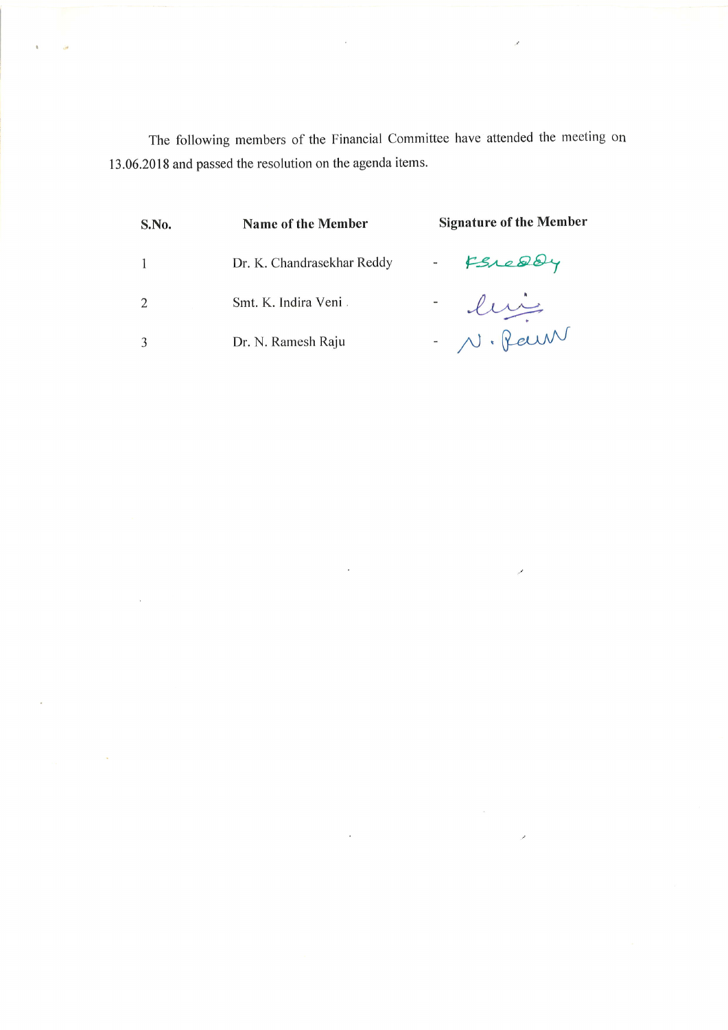The following members of the Financial Committee have attended the meeting on 13.06.2018 and passed the resolution on the agenda items.

| S.No. | Name of the Member | Signature of the Member |
|---|---|---|
| 1 | Dr. K. Chandrasekhar Reddy | - KSReddy |
| 2 | Smt. K. Indira Veni | - |
| 3 | Dr. N. Ramesh Raju | - N. Raju |